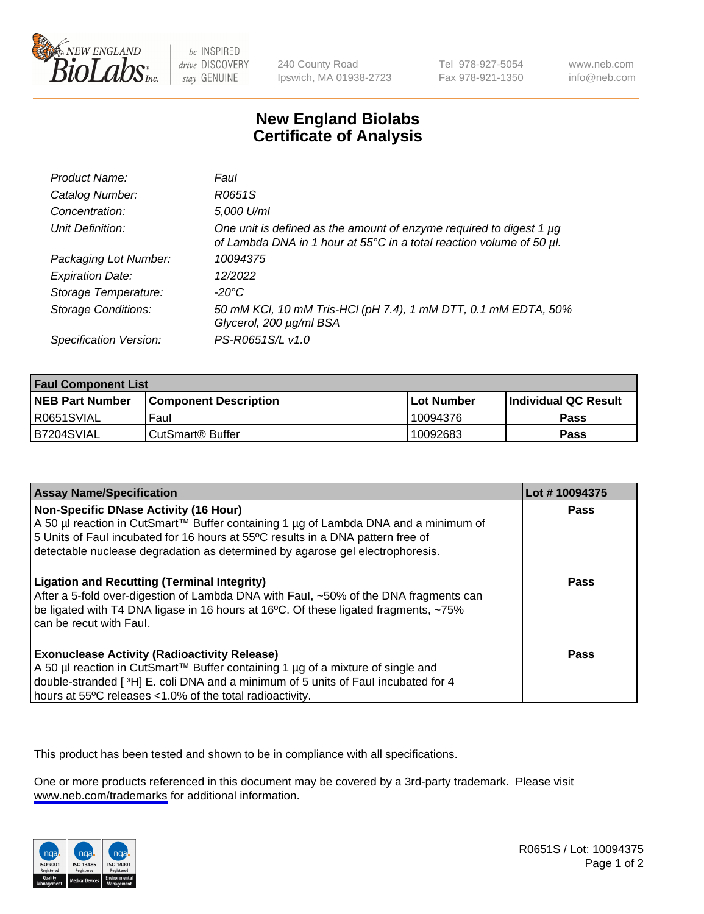New England BioLabs Inc. — be INSPIRED drive DISCOVERY stay GENUINE

240 County Road, Ipswich, MA 01938-2723 | Tel 978-927-5054, Fax 978-921-1350 | www.neb.com, info@neb.com

# New England Biolabs
# Certificate of Analysis

| | |
|---|---|
| *Product Name:* | *FauI* |
| *Catalog Number:* | *R0651S* |
| *Concentration:* | *5,000 U/ml* |
| *Unit Definition:* | *One unit is defined as the amount of enzyme required to digest 1 µg of Lambda DNA in 1 hour at 55°C in a total reaction volume of 50 µl.* |
| *Packaging Lot Number:* | *10094375* |
| *Expiration Date:* | *12/2022* |
| *Storage Temperature:* | *-20°C* |
| *Storage Conditions:* | *50 mM KCl, 10 mM Tris-HCl (pH 7.4), 1 mM DTT, 0.1 mM EDTA, 50% Glycerol, 200 µg/ml BSA* |
| *Specification Version:* | *PS-R0651S/L v1.0* |

| **FauI Component List** | | | |
|---|---|---|---|
| **NEB Part Number** | **Component Description** | **Lot Number** | **Individual QC Result** |
| R0651SVIAL | FauI | 10094376 | **Pass** |
| B7204SVIAL | CutSmart® Buffer | 10092683 | **Pass** |

| **Assay Name/Specification** | **Lot # 10094375** |
|---|---|
| **Non-Specific DNase Activity (16 Hour)**<br>A 50 µl reaction in CutSmart™ Buffer containing 1 µg of Lambda DNA and a minimum of 5 Units of FauI incubated for 16 hours at 55ºC results in a DNA pattern free of detectable nuclease degradation as determined by agarose gel electrophoresis. | **Pass** |
| **Ligation and Recutting (Terminal Integrity)**<br>After a 5-fold over-digestion of Lambda DNA with FauI, ~50% of the DNA fragments can be ligated with T4 DNA ligase in 16 hours at 16ºC. Of these ligated fragments, ~75% can be recut with FauI. | **Pass** |
| **Exonuclease Activity (Radioactivity Release)**<br>A 50 µl reaction in CutSmart™ Buffer containing 1 µg of a mixture of single and double-stranded [ $^3$H] E. coli DNA and a minimum of 5 units of FauI incubated for 4 hours at 55ºC releases <1.0% of the total radioactivity. | **Pass** |

This product has been tested and shown to be in compliance with all specifications.

One or more products referenced in this document may be covered by a 3rd-party trademark. Please visit www.neb.com/trademarks for additional information.

R0651S / Lot: 10094375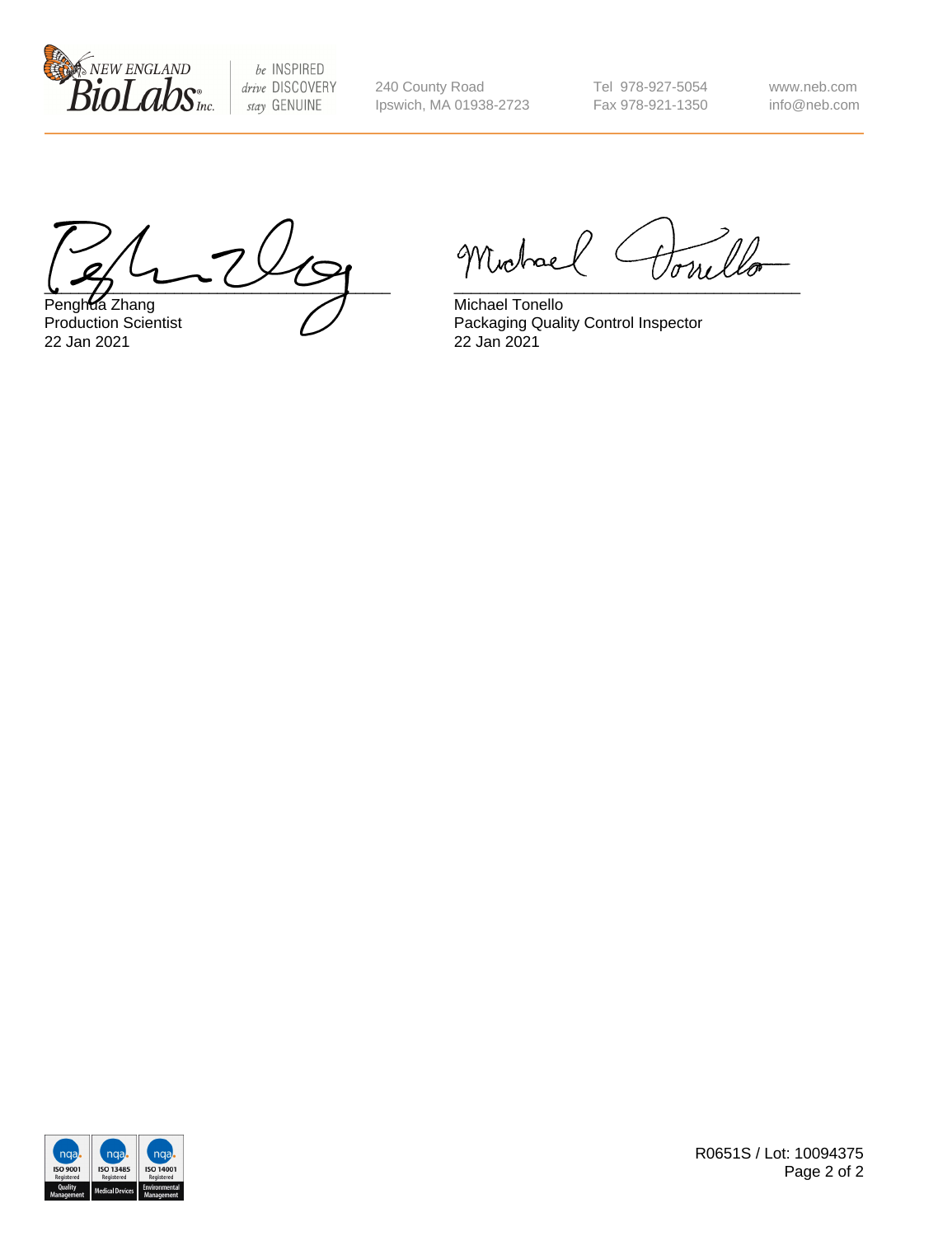NEW ENGLAND BioLabs Inc.

be INSPIRED
drive DISCOVERY
stay GENUINE

240 County Road
Ipswich, MA 01938-2723

Tel 978-927-5054
Fax 978-921-1350

www.neb.com
info@neb.com

Penghua Zhang
Production Scientist
22 Jan 2021

Michael Tonello
Packaging Quality Control Inspector
22 Jan 2021

R0651S / Lot: 10094375